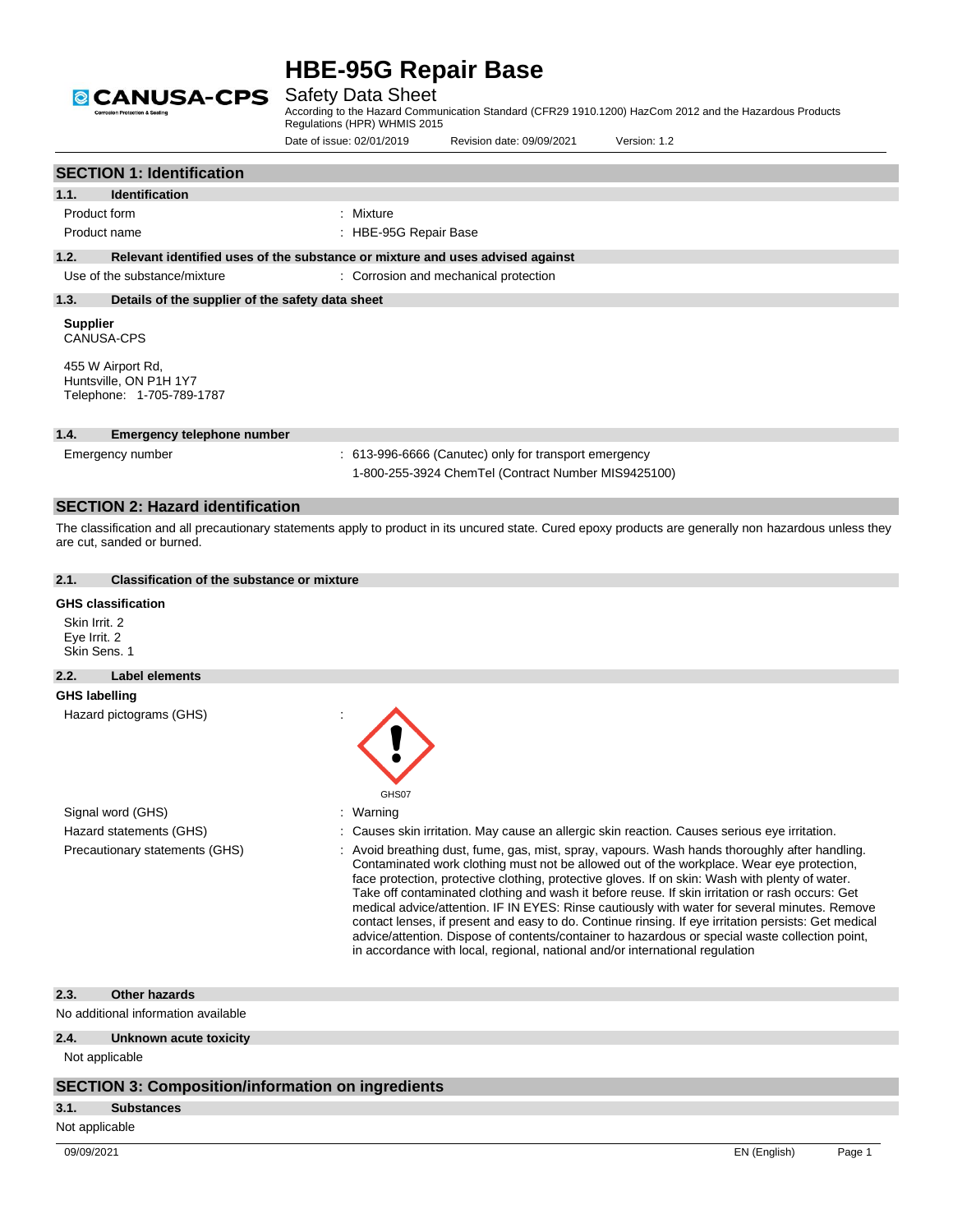# HBE-95G Repair Base

## Safety Data Sheet

According to the Hazard Communication Standard (CFR29 1910.1200) HazCom 2012 and the Hazardous Products Regulations (HPR) WHMIS 2015

Date of issue: 02/01/2019 Revision date: 09/09/2021 Version: 1.2

## SECTION 1: Identification

### 1.1. Identification

| | |
|---|---|
| Product form | : Mixture |
| Product name | : HBE-95G Repair Base |

### 1.2. Relevant identified uses of the substance or mixture and uses advised against

| | |
|---|---|
| Use of the substance/mixture | : Corrosion and mechanical protection |

### 1.3. Details of the supplier of the safety data sheet

**Supplier**
CANUSA-CPS

455 W Airport Rd,
Huntsville, ON P1H 1Y7
Telephone: 1-705-789-1787

### 1.4. Emergency telephone number

| | |
|---|---|
| Emergency number | : 613-996-6666 (Canutec) only for transport emergency<br>1-800-255-3924 ChemTel (Contract Number MIS9425100) |

## SECTION 2: Hazard identification

The classification and all precautionary statements apply to product in its uncured state. Cured epoxy products are generally non hazardous unless they are cut, sanded or burned.

### 2.1. Classification of the substance or mixture

**GHS classification**

Skin Irrit. 2
Eye Irrit. 2
Skin Sens. 1

### 2.2. Label elements

**GHS labelling**

Hazard pictograms (GHS) :

GHS07

| | |
|---|---|
| Signal word (GHS) | : Warning |
| Hazard statements (GHS) | : Causes skin irritation. May cause an allergic skin reaction. Causes serious eye irritation. |
| Precautionary statements (GHS) | : Avoid breathing dust, fume, gas, mist, spray, vapours. Wash hands thoroughly after handling. Contaminated work clothing must not be allowed out of the workplace. Wear eye protection, face protection, protective clothing, protective gloves. If on skin: Wash with plenty of water. Take off contaminated clothing and wash it before reuse. If skin irritation or rash occurs: Get medical advice/attention. IF IN EYES: Rinse cautiously with water for several minutes. Remove contact lenses, if present and easy to do. Continue rinsing. If eye irritation persists: Get medical advice/attention. Dispose of contents/container to hazardous or special waste collection point, in accordance with local, regional, national and/or international regulation |

### 2.3. Other hazards

No additional information available

### 2.4. Unknown acute toxicity

Not applicable

## SECTION 3: Composition/information on ingredients

### 3.1. Substances

Not applicable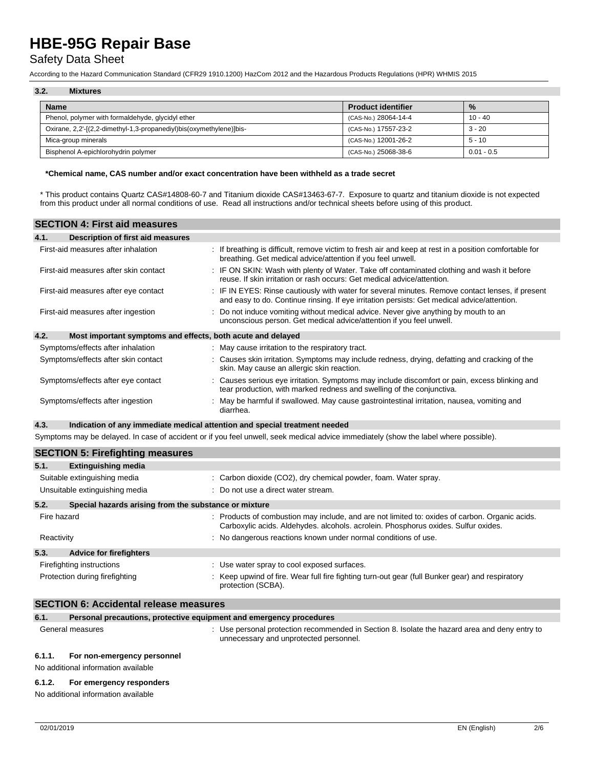### 3.2. Mixtures

| Name | Product identifier | % |
|---|---|---|
| Phenol, polymer with formaldehyde, glycidyl ether | (CAS-No.) 28064-14-4 | 10 - 40 |
| Oxirane, 2,2'-[(2,2-dimethyl-1,3-propanediyl)bis(oxymethylene)]bis- | (CAS-No.) 17557-23-2 | 3 - 20 |
| Mica-group minerals | (CAS-No.) 12001-26-2 | 5 - 10 |
| Bisphenol A-epichlorohydrin polymer | (CAS-No.) 25068-38-6 | 0.01 - 0.5 |

**\*Chemical name, CAS number and/or exact concentration have been withheld as a trade secret**

\* This product contains Quartz CAS#14808-60-7 and Titanium dioxide CAS#13463-67-7. Exposure to quartz and titanium dioxide is not expected from this product under all normal conditions of use. Read all instructions and/or technical sheets before using of this product.

## SECTION 4: First aid measures

### 4.1. Description of first aid measures

First-aid measures after inhalation : If breathing is difficult, remove victim to fresh air and keep at rest in a position comfortable for breathing. Get medical advice/attention if you feel unwell.

First-aid measures after skin contact : IF ON SKIN: Wash with plenty of Water. Take off contaminated clothing and wash it before reuse. If skin irritation or rash occurs: Get medical advice/attention.

First-aid measures after eye contact : IF IN EYES: Rinse cautiously with water for several minutes. Remove contact lenses, if present and easy to do. Continue rinsing. If eye irritation persists: Get medical advice/attention.

First-aid measures after ingestion : Do not induce vomiting without medical advice. Never give anything by mouth to an unconscious person. Get medical advice/attention if you feel unwell.

### 4.2. Most important symptoms and effects, both acute and delayed

Symptoms/effects after inhalation : May cause irritation to the respiratory tract.

Symptoms/effects after skin contact : Causes skin irritation. Symptoms may include redness, drying, defatting and cracking of the skin. May cause an allergic skin reaction.

Symptoms/effects after eye contact : Causes serious eye irritation. Symptoms may include discomfort or pain, excess blinking and tear production, with marked redness and swelling of the conjunctiva.

Symptoms/effects after ingestion : May be harmful if swallowed. May cause gastrointestinal irritation, nausea, vomiting and diarrhea.

### 4.3. Indication of any immediate medical attention and special treatment needed

Symptoms may be delayed. In case of accident or if you feel unwell, seek medical advice immediately (show the label where possible).

## SECTION 5: Firefighting measures

### 5.1. Extinguishing media

Suitable extinguishing media : Carbon dioxide ($CO_2$), dry chemical powder, foam. Water spray.

Unsuitable extinguishing media : Do not use a direct water stream.

### 5.2. Special hazards arising from the substance or mixture

Fire hazard : Products of combustion may include, and are not limited to: oxides of carbon. Organic acids. Carboxylic acids. Aldehydes. alcohols. acrolein. Phosphorus oxides. Sulfur oxides.

Reactivity : No dangerous reactions known under normal conditions of use.

### 5.3. Advice for firefighters

Firefighting instructions : Use water spray to cool exposed surfaces.

Protection during firefighting : Keep upwind of fire. Wear full fire fighting turn-out gear (full Bunker gear) and respiratory protection (SCBA).

## SECTION 6: Accidental release measures

### 6.1. Personal precautions, protective equipment and emergency procedures

General measures : Use personal protection recommended in Section 8. Isolate the hazard area and deny entry to unnecessary and unprotected personnel.

#### 6.1.1. For non-emergency personnel

No additional information available

#### 6.1.2. For emergency responders

No additional information available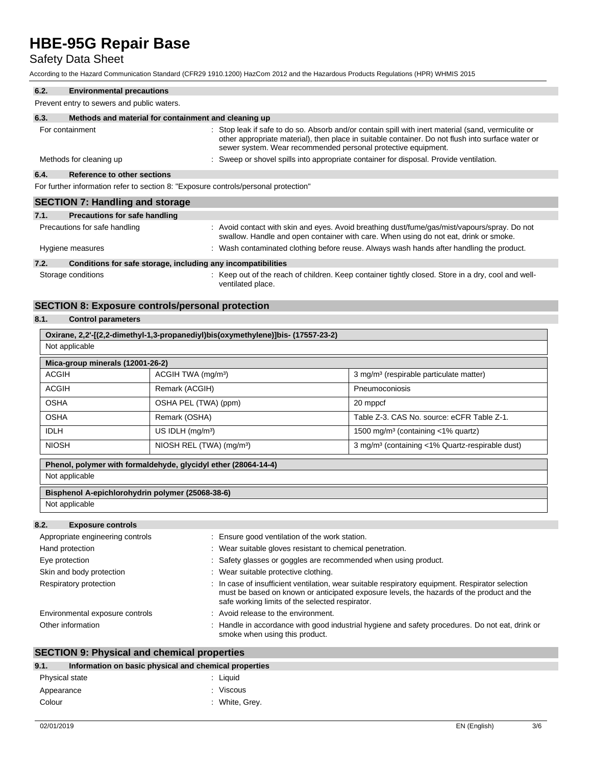### 6.2. Environmental precautions

Prevent entry to sewers and public waters.

### 6.3. Methods and material for containment and cleaning up

| | |
|---|---|
| For containment | : Stop leak if safe to do so. Absorb and/or contain spill with inert material (sand, vermiculite or other appropriate material), then place in suitable container. Do not flush into surface water or sewer system. Wear recommended personal protective equipment. |
| Methods for cleaning up | : Sweep or shovel spills into appropriate container for disposal. Provide ventilation. |

### 6.4. Reference to other sections

For further information refer to section 8: "Exposure controls/personal protection"

## SECTION 7: Handling and storage

### 7.1. Precautions for safe handling

| | |
|---|---|
| Precautions for safe handling | : Avoid contact with skin and eyes. Avoid breathing dust/fume/gas/mist/vapours/spray. Do not swallow. Handle and open container with care. When using do not eat, drink or smoke. |
| Hygiene measures | : Wash contaminated clothing before reuse. Always wash hands after handling the product. |

### 7.2. Conditions for safe storage, including any incompatibilities

| | |
|---|---|
| Storage conditions | : Keep out of the reach of children. Keep container tightly closed. Store in a dry, cool and well-ventilated place. |

## SECTION 8: Exposure controls/personal protection

### 8.1. Control parameters

**Oxirane, 2,2'-[(2,2-dimethyl-1,3-propanediyl)bis(oxymethylene)]bis- (17557-23-2)**

Not applicable

| Mica-group minerals (12001-26-2) | | |
|---|---|---|
| ACGIH | ACGIH TWA (mg/m³) | 3 mg/m³ (respirable particulate matter) |
| ACGIH | Remark (ACGIH) | Pneumoconiosis |
| OSHA | OSHA PEL (TWA) (ppm) | 20 mppcf |
| OSHA | Remark (OSHA) | Table Z-3. CAS No. source: eCFR Table Z-1. |
| IDLH | US IDLH (mg/m³) | 1500 mg/m³ (containing <1% quartz) |
| NIOSH | NIOSH REL (TWA) (mg/m³) | 3 mg/m³ (containing <1% Quartz-respirable dust) |

**Phenol, polymer with formaldehyde, glycidyl ether (28064-14-4)**

Not applicable

**Bisphenol A-epichlorohydrin polymer (25068-38-6)**

Not applicable

### 8.2. Exposure controls

| | |
|---|---|
| Appropriate engineering controls | : Ensure good ventilation of the work station. |
| Hand protection | : Wear suitable gloves resistant to chemical penetration. |
| Eye protection | : Safety glasses or goggles are recommended when using product. |
| Skin and body protection | : Wear suitable protective clothing. |
| Respiratory protection | : In case of insufficient ventilation, wear suitable respiratory equipment. Respirator selection must be based on known or anticipated exposure levels, the hazards of the product and the safe working limits of the selected respirator. |
| Environmental exposure controls | : Avoid release to the environment. |
| Other information | : Handle in accordance with good industrial hygiene and safety procedures. Do not eat, drink or smoke when using this product. |

## SECTION 9: Physical and chemical properties

### 9.1. Information on basic physical and chemical properties

| | |
|---|---|
| Physical state | : Liquid |
| Appearance | : Viscous |
| Colour | : White, Grey. |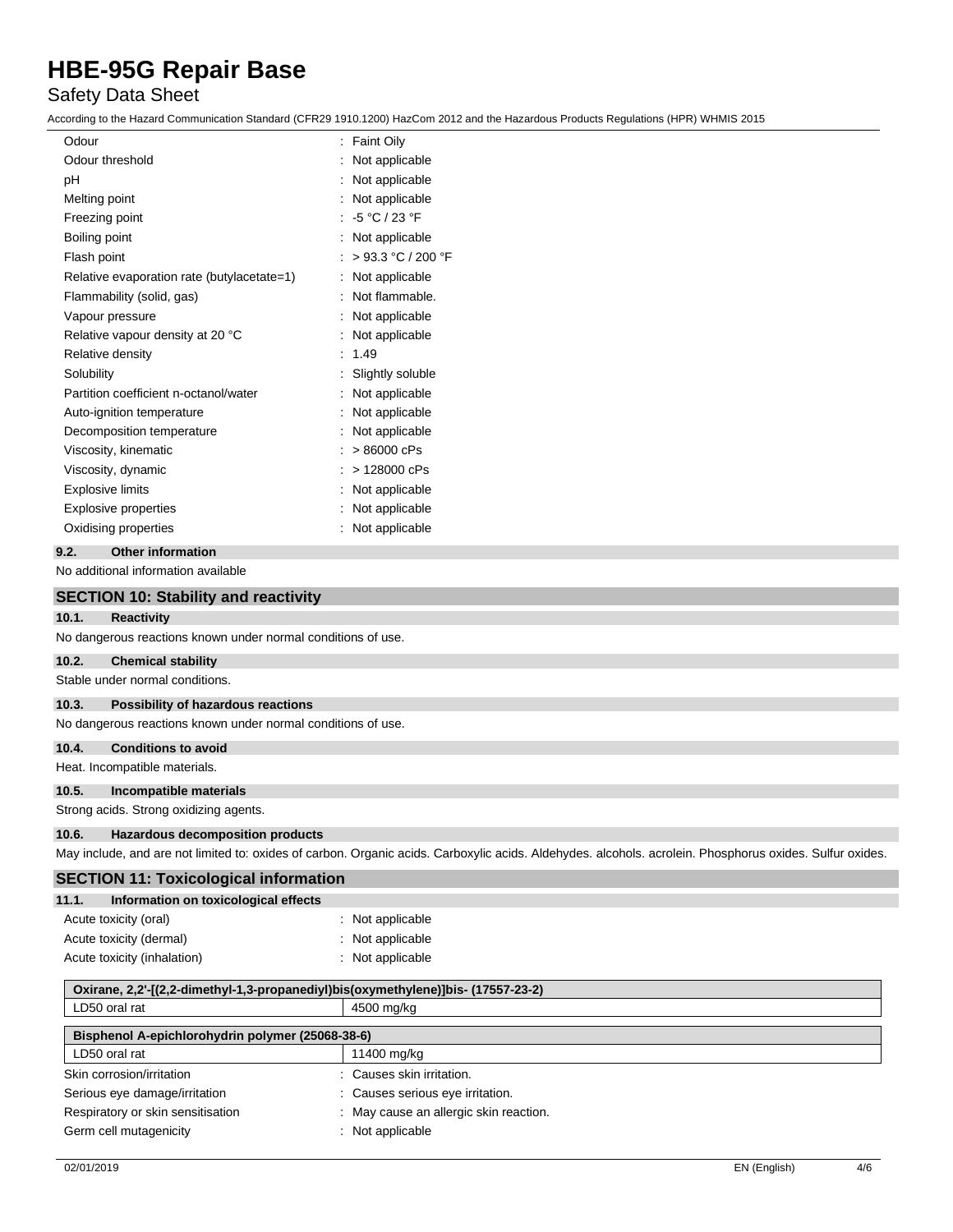| Property | Value |
|---|---|
| Odour | : Faint Oily |
| Odour threshold | : Not applicable |
| pH | : Not applicable |
| Melting point | : Not applicable |
| Freezing point | : -5 °C / 23 °F |
| Boiling point | : Not applicable |
| Flash point | : > 93.3 °C / 200 °F |
| Relative evaporation rate (butylacetate=1) | : Not applicable |
| Flammability (solid, gas) | : Not flammable. |
| Vapour pressure | : Not applicable |
| Relative vapour density at 20 °C | : Not applicable |
| Relative density | : 1.49 |
| Solubility | : Slightly soluble |
| Partition coefficient n-octanol/water | : Not applicable |
| Auto-ignition temperature | : Not applicable |
| Decomposition temperature | : Not applicable |
| Viscosity, kinematic | : > 86000 cPs |
| Viscosity, dynamic | : > 128000 cPs |
| Explosive limits | : Not applicable |
| Explosive properties | : Not applicable |
| Oxidising properties | : Not applicable |

### 9.2. Other information

No additional information available

## SECTION 10: Stability and reactivity

### 10.1. Reactivity

No dangerous reactions known under normal conditions of use.

### 10.2. Chemical stability

Stable under normal conditions.

### 10.3. Possibility of hazardous reactions

No dangerous reactions known under normal conditions of use.

### 10.4. Conditions to avoid

Heat. Incompatible materials.

### 10.5. Incompatible materials

Strong acids. Strong oxidizing agents.

### 10.6. Hazardous decomposition products

May include, and are not limited to: oxides of carbon. Organic acids. Carboxylic acids. Aldehydes. alcohols. acrolein. Phosphorus oxides. Sulfur oxides.

## SECTION 11: Toxicological information

### 11.1. Information on toxicological effects

| Effect | Value |
|---|---|
| Acute toxicity (oral) | : Not applicable |
| Acute toxicity (dermal) | : Not applicable |
| Acute toxicity (inhalation) | : Not applicable |

| Oxirane, 2,2'-[(2,2-dimethyl-1,3-propanediyl)bis(oxymethylene)]bis- (17557-23-2) | |
|---|---|
| LD50 oral rat | 4500 mg/kg |

| Bisphenol A-epichlorohydrin polymer (25068-38-6) | |
|---|---|
| LD50 oral rat | 11400 mg/kg |

| Effect | Value |
|---|---|
| Skin corrosion/irritation | : Causes skin irritation. |
| Serious eye damage/irritation | : Causes serious eye irritation. |
| Respiratory or skin sensitisation | : May cause an allergic skin reaction. |
| Germ cell mutagenicity | : Not applicable |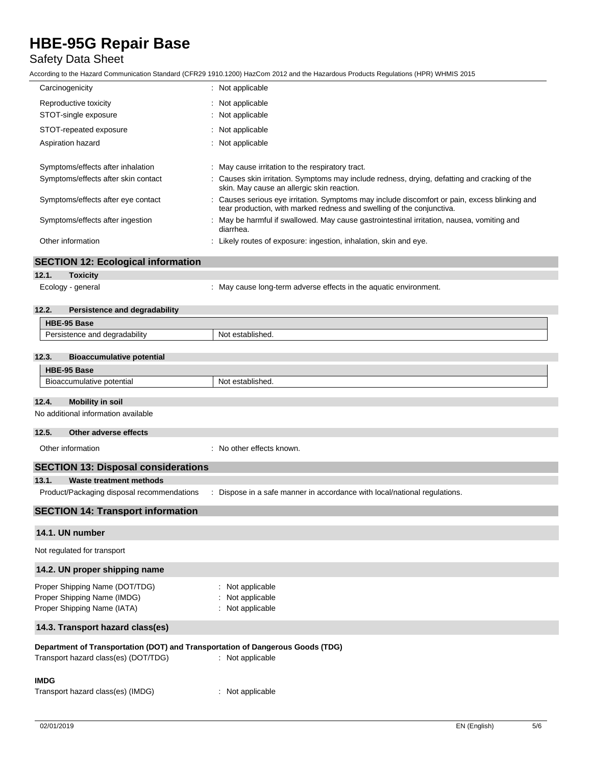| | |
|---|---|
| Carcinogenicity | : Not applicable |
| Reproductive toxicity | : Not applicable |
| STOT-single exposure | : Not applicable |
| STOT-repeated exposure | : Not applicable |
| Aspiration hazard | : Not applicable |
| Symptoms/effects after inhalation | : May cause irritation to the respiratory tract. |
| Symptoms/effects after skin contact | : Causes skin irritation. Symptoms may include redness, drying, defatting and cracking of the skin. May cause an allergic skin reaction. |
| Symptoms/effects after eye contact | : Causes serious eye irritation. Symptoms may include discomfort or pain, excess blinking and tear production, with marked redness and swelling of the conjunctiva. |
| Symptoms/effects after ingestion | : May be harmful if swallowed. May cause gastrointestinal irritation, nausea, vomiting and diarrhea. |
| Other information | : Likely routes of exposure: ingestion, inhalation, skin and eye. |

## SECTION 12: Ecological information

### 12.1. Toxicity

Ecology - general : May cause long-term adverse effects in the aquatic environment.

### 12.2. Persistence and degradability

| HBE-95 Base | |
|---|---|
| Persistence and degradability | Not established. |

### 12.3. Bioaccumulative potential

| HBE-95 Base | |
|---|---|
| Bioaccumulative potential | Not established. |

### 12.4. Mobility in soil

No additional information available

### 12.5. Other adverse effects

Other information : No other effects known.

## SECTION 13: Disposal considerations

### 13.1. Waste treatment methods

Product/Packaging disposal recommendations : Dispose in a safe manner in accordance with local/national regulations.

## SECTION 14: Transport information

### 14.1. UN number

Not regulated for transport

### 14.2. UN proper shipping name

| | |
|---|---|
| Proper Shipping Name (DOT/TDG) | : Not applicable |
| Proper Shipping Name (IMDG) | : Not applicable |
| Proper Shipping Name (IATA) | : Not applicable |

### 14.3. Transport hazard class(es)

**Department of Transportation (DOT) and Transportation of Dangerous Goods (TDG)**

Transport hazard class(es) (DOT/TDG) : Not applicable

**IMDG**

Transport hazard class(es) (IMDG) : Not applicable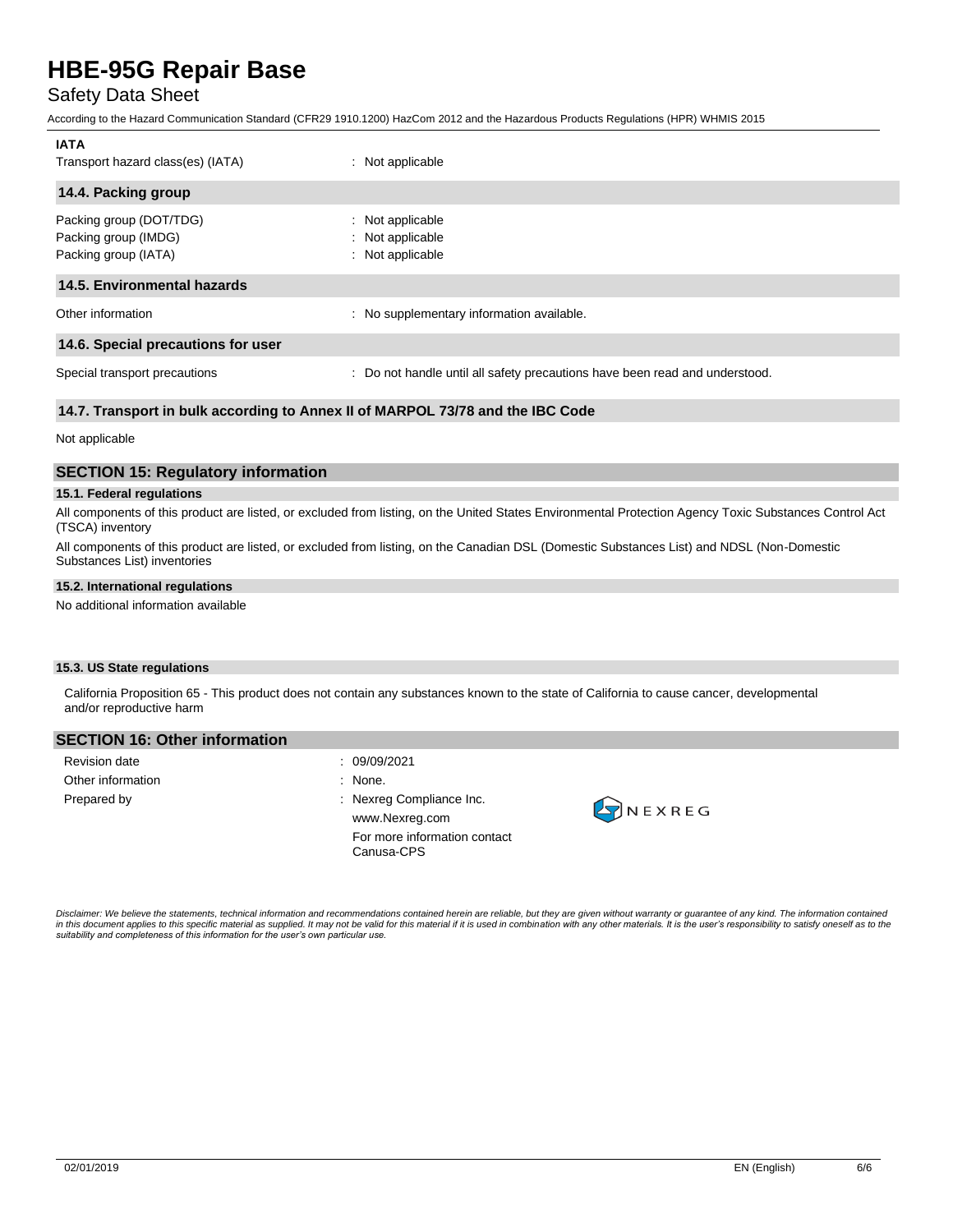**IATA**

| | |
|---|---|
| Transport hazard class(es) (IATA) | : Not applicable |

### 14.4. Packing group

| | |
|---|---|
| Packing group (DOT/TDG) | : Not applicable |
| Packing group (IMDG) | : Not applicable |
| Packing group (IATA) | : Not applicable |

### 14.5. Environmental hazards

| | |
|---|---|
| Other information | : No supplementary information available. |

### 14.6. Special precautions for user

| | |
|---|---|
| Special transport precautions | : Do not handle until all safety precautions have been read and understood. |

### 14.7. Transport in bulk according to Annex II of MARPOL 73/78 and the IBC Code

Not applicable

## SECTION 15: Regulatory information

### 15.1. Federal regulations

All components of this product are listed, or excluded from listing, on the United States Environmental Protection Agency Toxic Substances Control Act (TSCA) inventory

All components of this product are listed, or excluded from listing, on the Canadian DSL (Domestic Substances List) and NDSL (Non-Domestic Substances List) inventories

### 15.2. International regulations

No additional information available

### 15.3. US State regulations

California Proposition 65 - This product does not contain any substances known to the state of California to cause cancer, developmental and/or reproductive harm

## SECTION 16: Other information

| | |
|---|---|
| Revision date | : 09/09/2021 |
| Other information | : None. |
| Prepared by | : Nexreg Compliance Inc. www.Nexreg.com For more information contact Canusa-CPS |

NEXREG

*Disclaimer: We believe the statements, technical information and recommendations contained herein are reliable, but they are given without warranty or guarantee of any kind. The information contained in this document applies to this specific material as supplied. It may not be valid for this material if it is used in combination with any other materials. It is the user's responsibility to satisfy oneself as to the suitability and completeness of this information for the user's own particular use.*